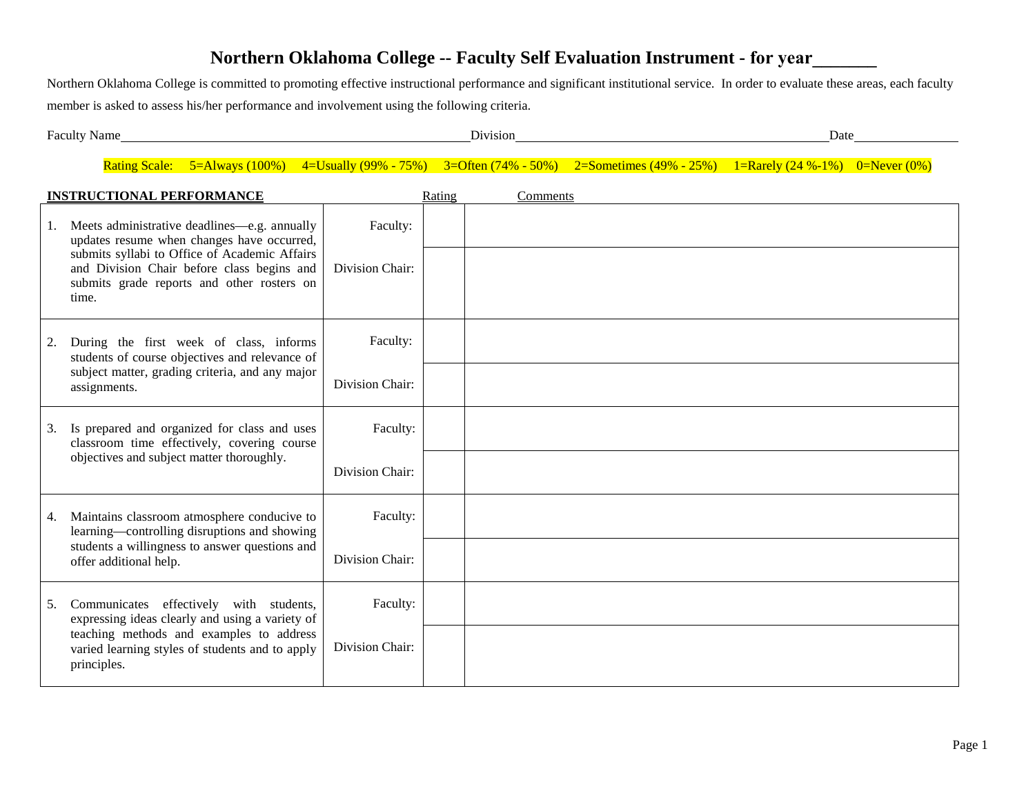# Northern Oklahoma College -- Faculty Self Evaluation Instrument - for year_______

Northern Oklahoma College is committed to promoting effective instructional performance and significant institutional service. In order to evaluate these areas, each faculty member is asked to assess his/her performance and involvement using the following criteria.

Faculty Name_______________________________ Division_______________________________ Date_______________

Rating Scale: 5=Always (100%) 4=Usually (99% - 75%) 3=Often (74% - 50%) 2=Sometimes (49% - 25%) 1=Rarely (24 %-1%) 0=Never (0%)

| **INSTRUCTIONAL PERFORMANCE** | | Rating | Comments |
|---|---|---|---|
| 1. Meets administrative deadlines—e.g. annually updates resume when changes have occurred, submits syllabi to Office of Academic Affairs and Division Chair before class begins and submits grade reports and other rosters on time. | Faculty: | | |
| | Division Chair: | | |
| 2. During the first week of class, informs students of course objectives and relevance of subject matter, grading criteria, and any major assignments. | Faculty: | | |
| | Division Chair: | | |
| 3. Is prepared and organized for class and uses classroom time effectively, covering course objectives and subject matter thoroughly. | Faculty: | | |
| | Division Chair: | | |
| 4. Maintains classroom atmosphere conducive to learning—controlling disruptions and showing students a willingness to answer questions and offer additional help. | Faculty: | | |
| | Division Chair: | | |
| 5. Communicates effectively with students, expressing ideas clearly and using a variety of teaching methods and examples to address varied learning styles of students and to apply principles. | Faculty: | | |
| | Division Chair: | | |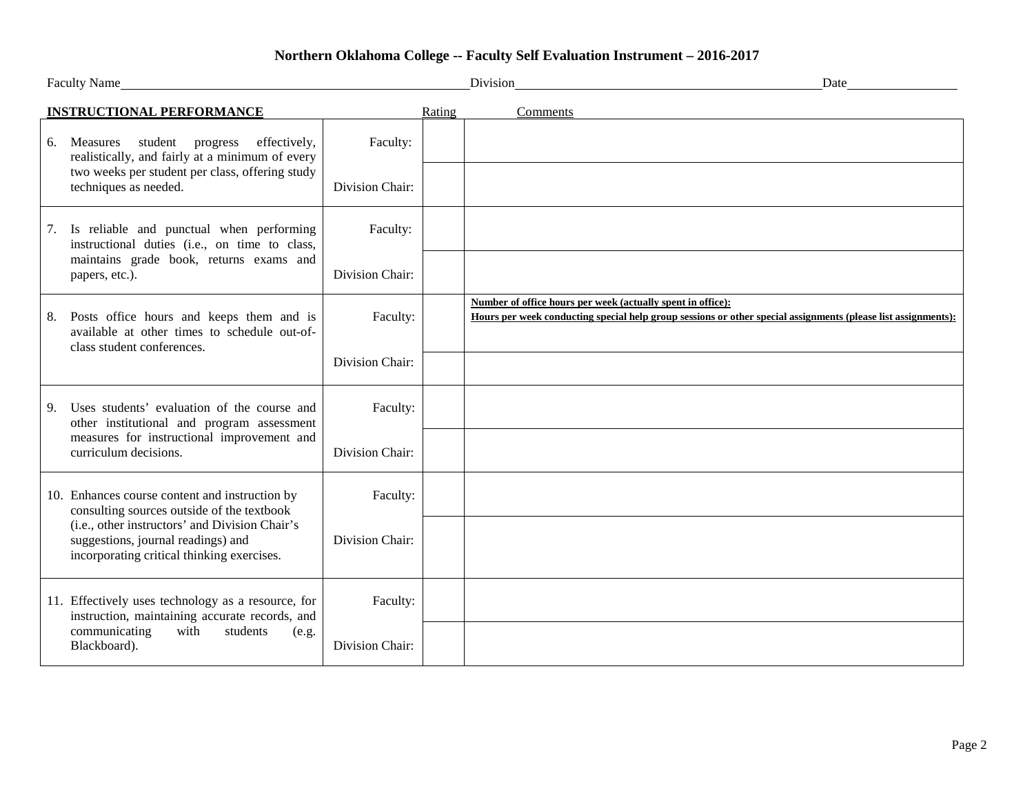**Northern Oklahoma College -- Faculty Self Evaluation Instrument – 2016-2017**

Faculty Name\_\_\_\_\_\_\_\_\_\_\_\_\_\_\_\_\_\_\_\_ Division\_\_\_\_\_\_\_\_\_\_\_\_\_\_\_\_\_\_\_\_ Date\_\_\_\_\_\_\_\_\_\_

| INSTRUCTIONAL PERFORMANCE | | Rating | Comments |
|---|---|---|---|
| 6. Measures student progress effectively, realistically, and fairly at a minimum of every two weeks per student per class, offering study techniques as needed. | Faculty: | | |
| | Division Chair: | | |
| 7. Is reliable and punctual when performing instructional duties (i.e., on time to class, maintains grade book, returns exams and papers, etc.). | Faculty: | | |
| | Division Chair: | | |
| 8. Posts office hours and keeps them and is available at other times to schedule out-of-class student conferences. | Faculty: | | **Number of office hours per week (actually spent in office):**<br>**Hours per week conducting special help group sessions or other special assignments (please list assignments):** |
| | Division Chair: | | |
| 9. Uses students' evaluation of the course and other institutional and program assessment measures for instructional improvement and curriculum decisions. | Faculty: | | |
| | Division Chair: | | |
| 10. Enhances course content and instruction by consulting sources outside of the textbook (i.e., other instructors' and Division Chair's suggestions, journal readings) and incorporating critical thinking exercises. | Faculty: | | |
| | Division Chair: | | |
| 11. Effectively uses technology as a resource, for instruction, maintaining accurate records, and communicating with students (e.g. Blackboard). | Faculty: | | |
| | Division Chair: | | |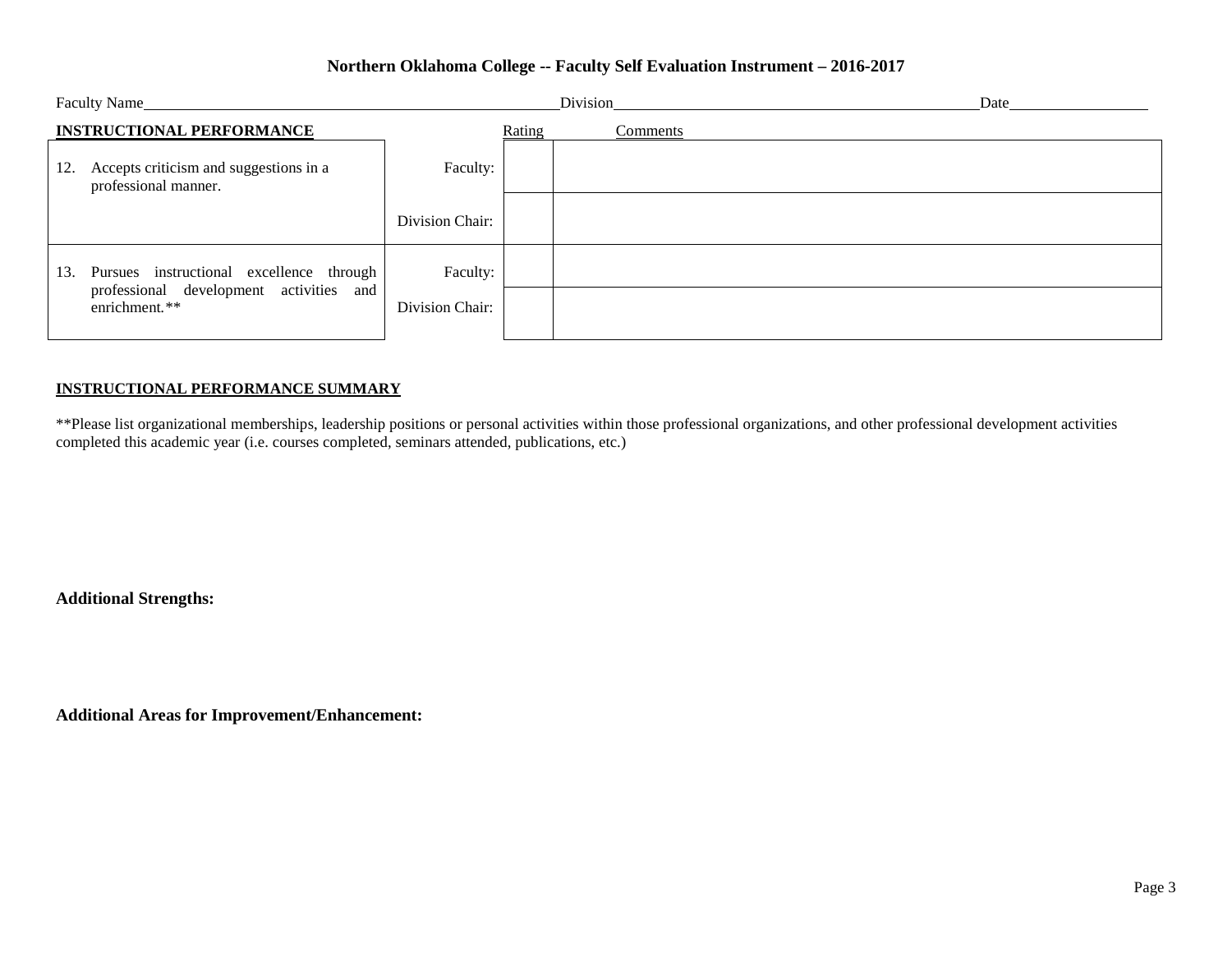**Northern Oklahoma College -- Faculty Self Evaluation Instrument – 2016-2017**

Faculty Name\_\_\_\_\_\_\_\_\_\_\_\_\_\_\_\_\_\_\_\_ Division\_\_\_\_\_\_\_\_\_\_\_\_\_\_\_\_\_\_\_\_ Date\_\_\_\_\_\_\_\_\_\_

| INSTRUCTIONAL PERFORMANCE | | Rating | Comments |
|---|---|---|---|
| 12. Accepts criticism and suggestions in a professional manner. | Faculty: | | |
| | Division Chair: | | |
| 13. Pursues instructional excellence through professional development activities and enrichment.** | Faculty: | | |
| | Division Chair: | | |

**INSTRUCTIONAL PERFORMANCE SUMMARY**

**Please list organizational memberships, leadership positions or personal activities within those professional organizations, and other professional development activities completed this academic year (i.e. courses completed, seminars attended, publications, etc.)

**Additional Strengths:**

**Additional Areas for Improvement/Enhancement:**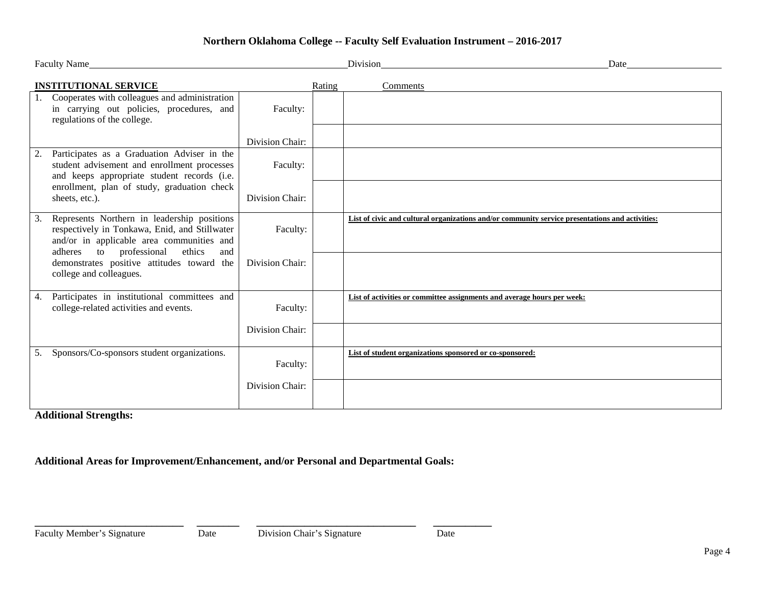**Northern Oklahoma College -- Faculty Self Evaluation Instrument – 2016-2017**

Faculty Name\_\_\_\_\_\_\_\_\_\_\_\_\_\_\_\_\_\_\_\_ Division\_\_\_\_\_\_\_\_\_\_\_\_\_\_\_\_\_\_\_\_ Date\_\_\_\_\_\_\_\_\_\_

| **INSTITUTIONAL SERVICE** | | Rating | Comments |
|---|---|---|---|
| 1. Cooperates with colleagues and administration in carrying out policies, procedures, and regulations of the college. | Faculty: | | |
| | Division Chair: | | |
| 2. Participates as a Graduation Adviser in the student advisement and enrollment processes and keeps appropriate student records (i.e. enrollment, plan of study, graduation check sheets, etc.). | Faculty: | | |
| | Division Chair: | | |
| 3. Represents Northern in leadership positions respectively in Tonkawa, Enid, and Stillwater and/or in applicable area communities and adheres to professional ethics and demonstrates positive attitudes toward the college and colleagues. | Faculty: | | **List of civic and cultural organizations and/or community service presentations and activities:** |
| | Division Chair: | | |
| 4. Participates in institutional committees and college-related activities and events. | Faculty: | | **List of activities or committee assignments and average hours per week:** |
| | Division Chair: | | |
| 5. Sponsors/Co-sponsors student organizations. | Faculty: | | **List of student organizations sponsored or co-sponsored:** |
| | Division Chair: | | |

**Additional Strengths:**

**Additional Areas for Improvement/Enhancement, and/or Personal and Departmental Goals:**

\_\_\_\_\_\_\_\_\_\_\_\_\_\_\_\_\_\_\_\_ \_\_\_\_\_\_\_\_ \_\_\_\_\_\_\_\_\_\_\_\_\_\_\_\_\_\_\_\_ \_\_\_\_\_\_\_\_

Faculty Member's Signature Date Division Chair's Signature Date